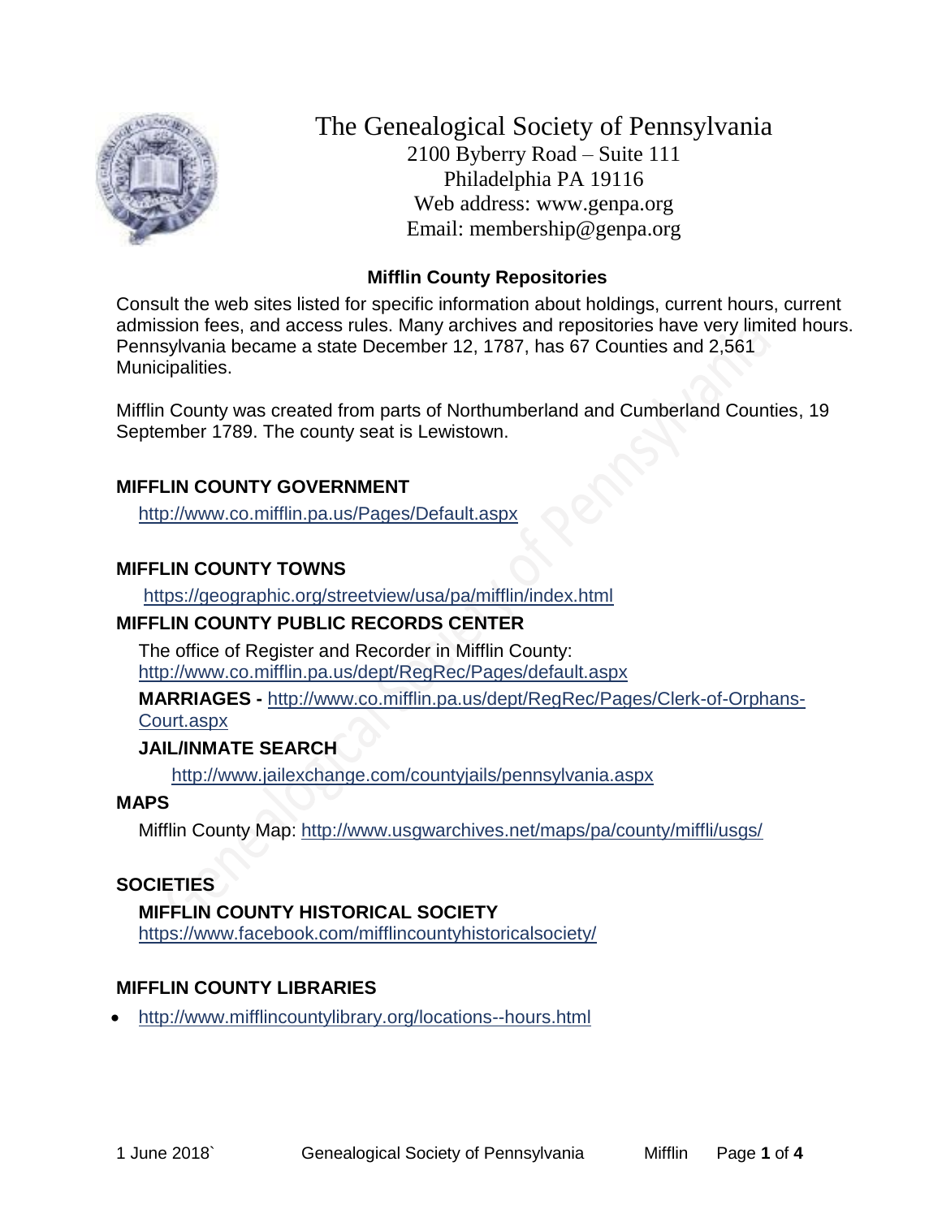# The Genealogical Society of Pennsylvania

2100 Byberry Road – Suite 111
Philadelphia PA 19116
Web address: www.genpa.org
Email: membership@genpa.org

## Mifflin County Repositories

Consult the web sites listed for specific information about holdings, current hours, current admission fees, and access rules. Many archives and repositories have very limited hours. Pennsylvania became a state December 12, 1787, has 67 Counties and 2,561 Municipalities.

Mifflin County was created from parts of Northumberland and Cumberland Counties, 19 September 1789. The county seat is Lewistown.

### MIFFLIN COUNTY GOVERNMENT

http://www.co.mifflin.pa.us/Pages/Default.aspx

### MIFFLIN COUNTY TOWNS

https://geographic.org/streetview/usa/pa/mifflin/index.html

### MIFFLIN COUNTY PUBLIC RECORDS CENTER

The office of Register and Recorder in Mifflin County:
http://www.co.mifflin.pa.us/dept/RegRec/Pages/default.aspx

**MARRIAGES -** http://www.co.mifflin.pa.us/dept/RegRec/Pages/Clerk-of-Orphans-Court.aspx

**JAIL/INMATE SEARCH**

http://www.jailexchange.com/countyjails/pennsylvania.aspx

### MAPS

Mifflin County Map: http://www.usgwarchives.net/maps/pa/county/miffli/usgs/

### SOCIETIES

**MIFFLIN COUNTY HISTORICAL SOCIETY**
https://www.facebook.com/mifflincountyhistoricalsociety/

### MIFFLIN COUNTY LIBRARIES

- http://www.mifflincountylibrary.org/locations--hours.html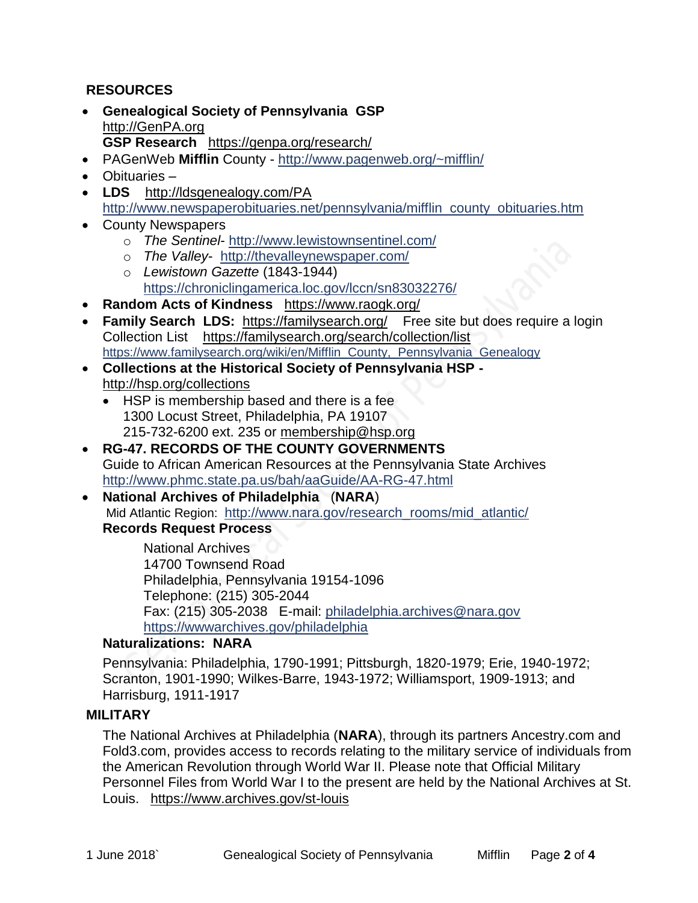## RESOURCES

- **Genealogical Society of Pennsylvania GSP** http://GenPA.org
  **GSP Research** https://genpa.org/research/
- PAGenWeb **Mifflin** County - http://www.pagenweb.org/~mifflin/
- Obituaries –
- **LDS** http://ldsgenealogy.com/PA
  http://www.newspaperobituaries.net/pennsylvania/mifflin_county_obituaries.htm
- County Newspapers
  - *The Sentinel*- http://www.lewistownsentinel.com/
  - *The Valley*- http://thevalleynewspaper.com/
  - *Lewistown Gazette* (1843-1944)
    https://chroniclingamerica.loc.gov/lccn/sn83032276/
- **Random Acts of Kindness** https://www.raogk.org/
- **Family Search LDS:** https://familysearch.org/ Free site but does require a login
  Collection List https://familysearch.org/search/collection/list
  https://www.familysearch.org/wiki/en/Mifflin_County,_Pennsylvania_Genealogy
- **Collections at the Historical Society of Pennsylvania HSP -** http://hsp.org/collections
  - HSP is membership based and there is a fee
    1300 Locust Street, Philadelphia, PA 19107
    215-732-6200 ext. 235 or membership@hsp.org
- **RG-47. RECORDS OF THE COUNTY GOVERNMENTS**
  Guide to African American Resources at the Pennsylvania State Archives
  http://www.phmc.state.pa.us/bah/aaGuide/AA-RG-47.html
- **National Archives of Philadelphia** (**NARA**)
  Mid Atlantic Region: http://www.nara.gov/research_rooms/mid_atlantic/
  **Records Request Process**

  National Archives
  14700 Townsend Road
  Philadelphia, Pennsylvania 19154-1096
  Telephone: (215) 305-2044
  Fax: (215) 305-2038 E-mail: philadelphia.archives@nara.gov
  https://wwwarchives.gov/philadelphia

  **Naturalizations: NARA**

  Pennsylvania: Philadelphia, 1790-1991; Pittsburgh, 1820-1979; Erie, 1940-1972; Scranton, 1901-1990; Wilkes-Barre, 1943-1972; Williamsport, 1909-1913; and Harrisburg, 1911-1917

## MILITARY

The National Archives at Philadelphia (**NARA**), through its partners Ancestry.com and Fold3.com, provides access to records relating to the military service of individuals from the American Revolution through World War II. Please note that Official Military Personnel Files from World War I to the present are held by the National Archives at St. Louis. https://www.archives.gov/st-louis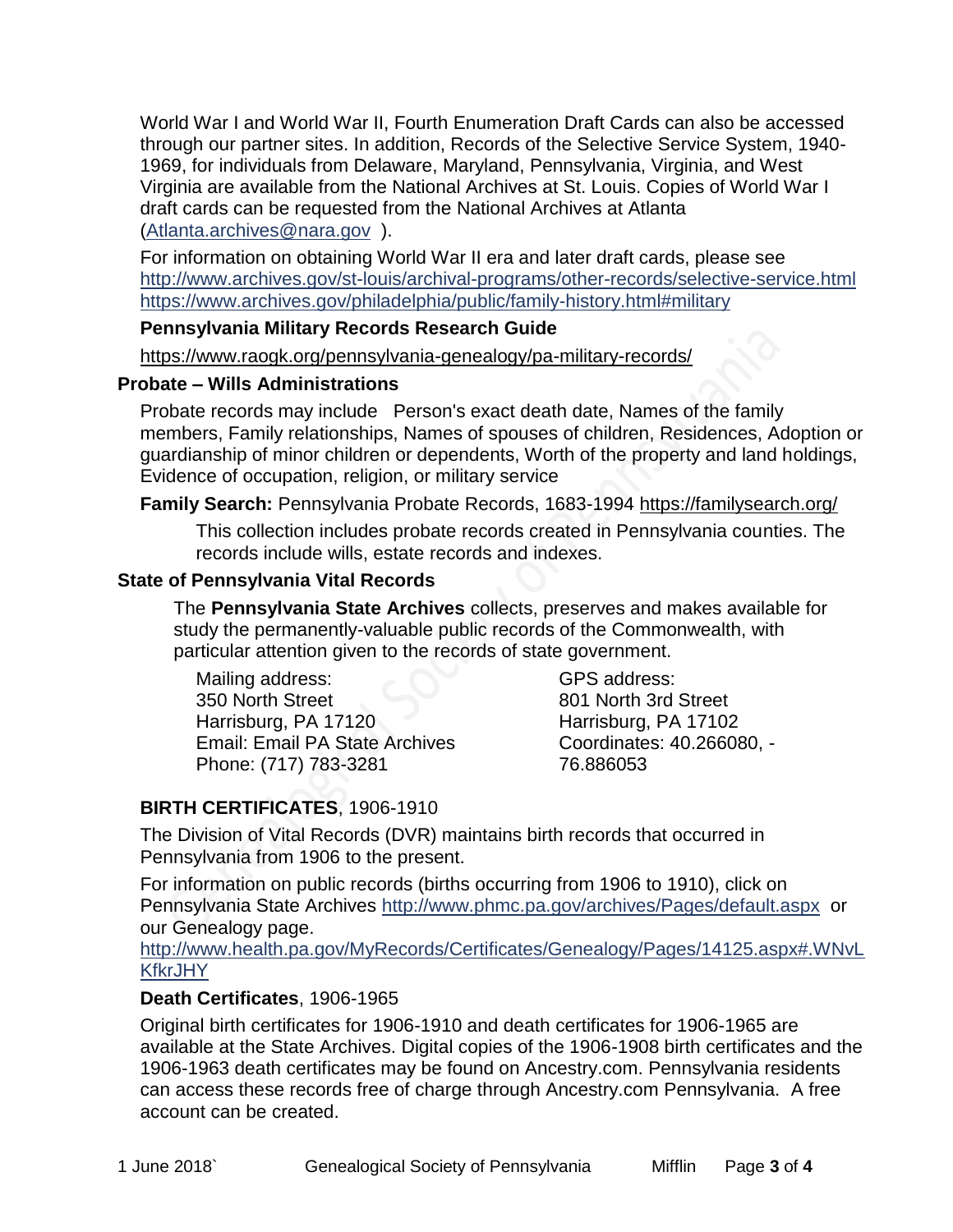World War I and World War II, Fourth Enumeration Draft Cards can also be accessed through our partner sites. In addition, Records of the Selective Service System, 1940-1969, for individuals from Delaware, Maryland, Pennsylvania, Virginia, and West Virginia are available from the National Archives at St. Louis. Copies of World War I draft cards can be requested from the National Archives at Atlanta (Atlanta.archives@nara.gov ).

For information on obtaining World War II era and later draft cards, please see
http://www.archives.gov/st-louis/archival-programs/other-records/selective-service.html
https://www.archives.gov/philadelphia/public/family-history.html#military

**Pennsylvania Military Records Research Guide**

https://www.raogk.org/pennsylvania-genealogy/pa-military-records/

### Probate – Wills Administrations

Probate records may include Person's exact death date, Names of the family members, Family relationships, Names of spouses of children, Residences, Adoption or guardianship of minor children or dependents, Worth of the property and land holdings, Evidence of occupation, religion, or military service

**Family Search:** Pennsylvania Probate Records, 1683-1994 https://familysearch.org/

This collection includes probate records created in Pennsylvania counties. The records include wills, estate records and indexes.

### State of Pennsylvania Vital Records

The **Pennsylvania State Archives** collects, preserves and makes available for study the permanently-valuable public records of the Commonwealth, with particular attention given to the records of state government.

Mailing address:
350 North Street
Harrisburg, PA 17120
Email: Email PA State Archives
Phone: (717) 783-3281

GPS address:
801 North 3rd Street
Harrisburg, PA 17102
Coordinates: 40.266080, -76.886053

**BIRTH CERTIFICATES**, 1906-1910

The Division of Vital Records (DVR) maintains birth records that occurred in Pennsylvania from 1906 to the present.

For information on public records (births occurring from 1906 to 1910), click on Pennsylvania State Archives http://www.phmc.pa.gov/archives/Pages/default.aspx or our Genealogy page.
http://www.health.pa.gov/MyRecords/Certificates/Genealogy/Pages/14125.aspx#.WNvLKfkrJHY

**Death Certificates**, 1906-1965

Original birth certificates for 1906-1910 and death certificates for 1906-1965 are available at the State Archives. Digital copies of the 1906-1908 birth certificates and the 1906-1963 death certificates may be found on Ancestry.com. Pennsylvania residents can access these records free of charge through Ancestry.com Pennsylvania. A free account can be created.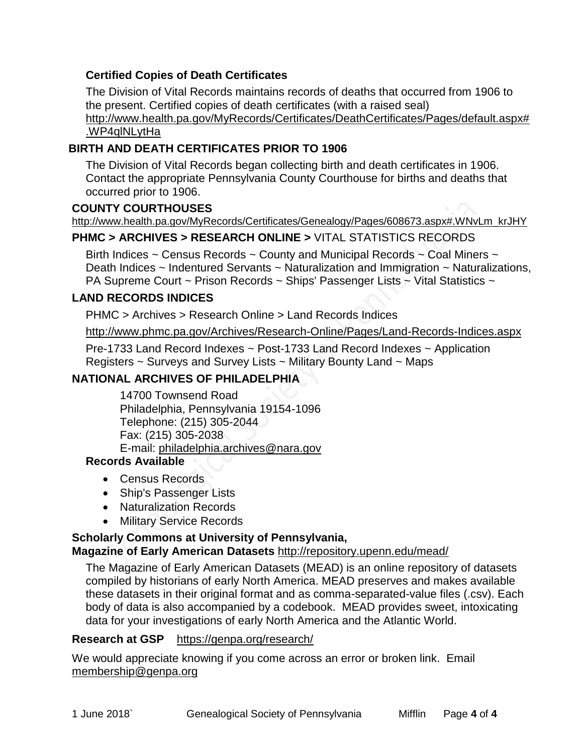**Certified Copies of Death Certificates**

The Division of Vital Records maintains records of deaths that occurred from 1906 to the present. Certified copies of death certificates (with a raised seal) http://www.health.pa.gov/MyRecords/Certificates/DeathCertificates/Pages/default.aspx#.WP4qlNLytHa

## BIRTH AND DEATH CERTIFICATES PRIOR TO 1906

The Division of Vital Records began collecting birth and death certificates in 1906. Contact the appropriate Pennsylvania County Courthouse for births and deaths that occurred prior to 1906.

## COUNTY COURTHOUSES

http://www.health.pa.gov/MyRecords/Certificates/Genealogy/Pages/608673.aspx#.WNvLm_krJHY

## PHMC > ARCHIVES > RESEARCH ONLINE > VITAL STATISTICS RECORDS

Birth Indices ~ Census Records ~ County and Municipal Records ~ Coal Miners ~ Death Indices ~ Indentured Servants ~ Naturalization and Immigration ~ Naturalizations, PA Supreme Court ~ Prison Records ~ Ships' Passenger Lists ~ Vital Statistics ~

## LAND RECORDS INDICES

PHMC > Archives > Research Online > Land Records Indices

http://www.phmc.pa.gov/Archives/Research-Online/Pages/Land-Records-Indices.aspx

Pre-1733 Land Record Indexes ~ Post-1733 Land Record Indexes ~ Application Registers ~ Surveys and Survey Lists ~ Military Bounty Land ~ Maps

## NATIONAL ARCHIVES OF PHILADELPHIA

14700 Townsend Road
Philadelphia, Pennsylvania 19154-1096
Telephone: (215) 305-2044
Fax: (215) 305-2038
E-mail: philadelphia.archives@nara.gov

**Records Available**

- Census Records
- Ship's Passenger Lists
- Naturalization Records
- Military Service Records

**Scholarly Commons at University of Pennsylvania,**
**Magazine of Early American Datasets** http://repository.upenn.edu/mead/

The Magazine of Early American Datasets (MEAD) is an online repository of datasets compiled by historians of early North America. MEAD preserves and makes available these datasets in their original format and as comma-separated-value files (.csv). Each body of data is also accompanied by a codebook. MEAD provides sweet, intoxicating data for your investigations of early North America and the Atlantic World.

**Research at GSP** https://genpa.org/research/

We would appreciate knowing if you come across an error or broken link. Email membership@genpa.org